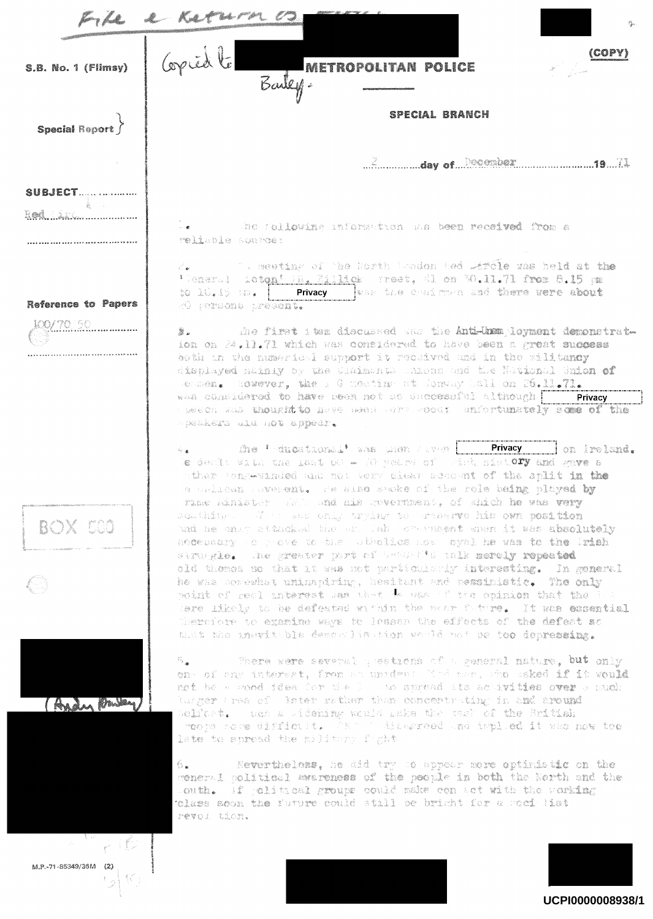File & Return to

S.B. No. 1 (Flimsy)

Copied to [redacted] Bailey.

**METROPOLITAN POLICE**

(COPY)

**SPECIAL BRANCH**

Special Report

2 day of December 1971

SUBJECT

Red Lion

Reference to Papers

400/70/50

BOX 500

1. The following information has been received from a reliable source:

2. A meeting of the North London Red Circle was held at the 'General Picton' Pub, Killick Street, N1 on 30.11.71 from 8.15 pm to 10.15 pm. [Privacy] was the chairman and there were about 20 persons present.

3. The first item discussed was the Anti-Unemployment demonstration on 24.11.71 which was considered to have been a great success both in the numerical support it received and in the militancy displayed mainly by the Claimants Unions and the National Union of Seamen. However, the I G meeting at Conway Hall on 26.11.71 was considered to have been not so successful although [Privacy] speech was thought to have been very good; unfortunately some of the speakers did not appear.

4. The 'educational' was then given [Privacy] on Ireland. He dealt with the last 60 - 70 years of Irish history and gave a rather long-winded and not very clear account of the split in the Republican movement. He also spoke of the role being played by Prime Minister Lynch and his government, of which he was very scathing. Lynch was only trying to preserve his own position and he only attacked the British Government when it was absolutely necessary to prove to the Catholics how loyal he was to the Irish struggle. The greater part of [redacted]'s talk merely repeated old themes so that it was not particularly interesting. In general he was somewhat uninspiring, hesitant and pessimistic. The only point of real interest was that he was of the opinion that the IRA were likely to be defeated within the near future. It was essential therefore to examine ways to lessen the effects of the defeat so that the inevitable demoralisation would not be too depressing.

5. There were several questions of a general nature, but only one of any interest, from an unidentified man, who asked if it would not be a good idea for the IRA to spread its activities over a much larger area of Ulster rather than concentrating in and around Belfast. Such a widening would make the task of the British troops more difficult. [redacted] disagreed and replied it was now too late to spread the military fight.

6. Nevertheless, he did try to appear more optimistic on the general political awareness of the people in both the North and the South. If political groups could make contact with the working class soon the future could still be bright for a socialist revolution.

(Andy Bailey)

M.P.-71-85349/36M (2)

UCPI0000008938/1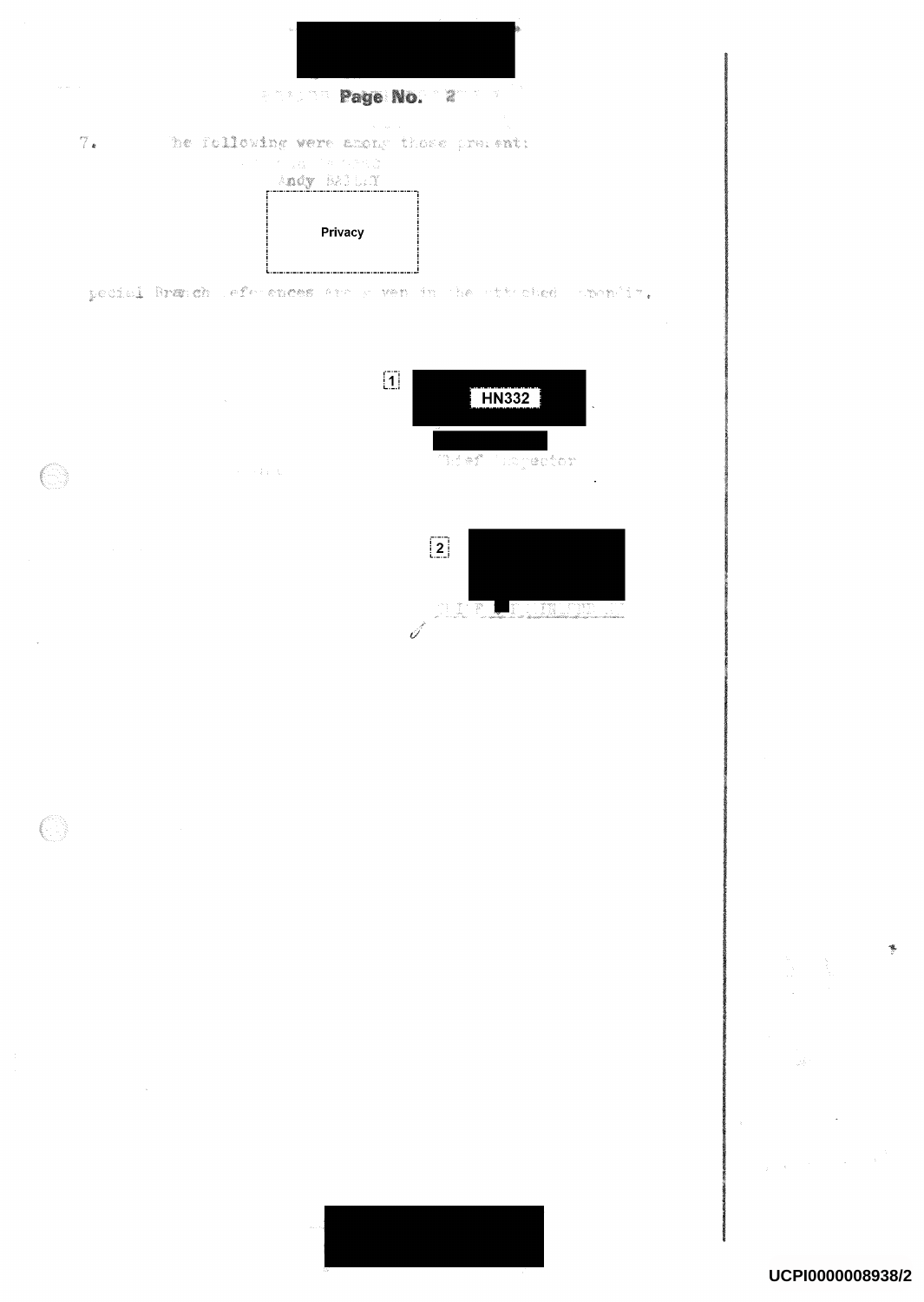7. The following were among those present:

Andy BAILEY

Privacy

Special Branch references are given in the attached appendix.

[1] HN332

Chief Inspector

[2]

CHIEF INSPECTOR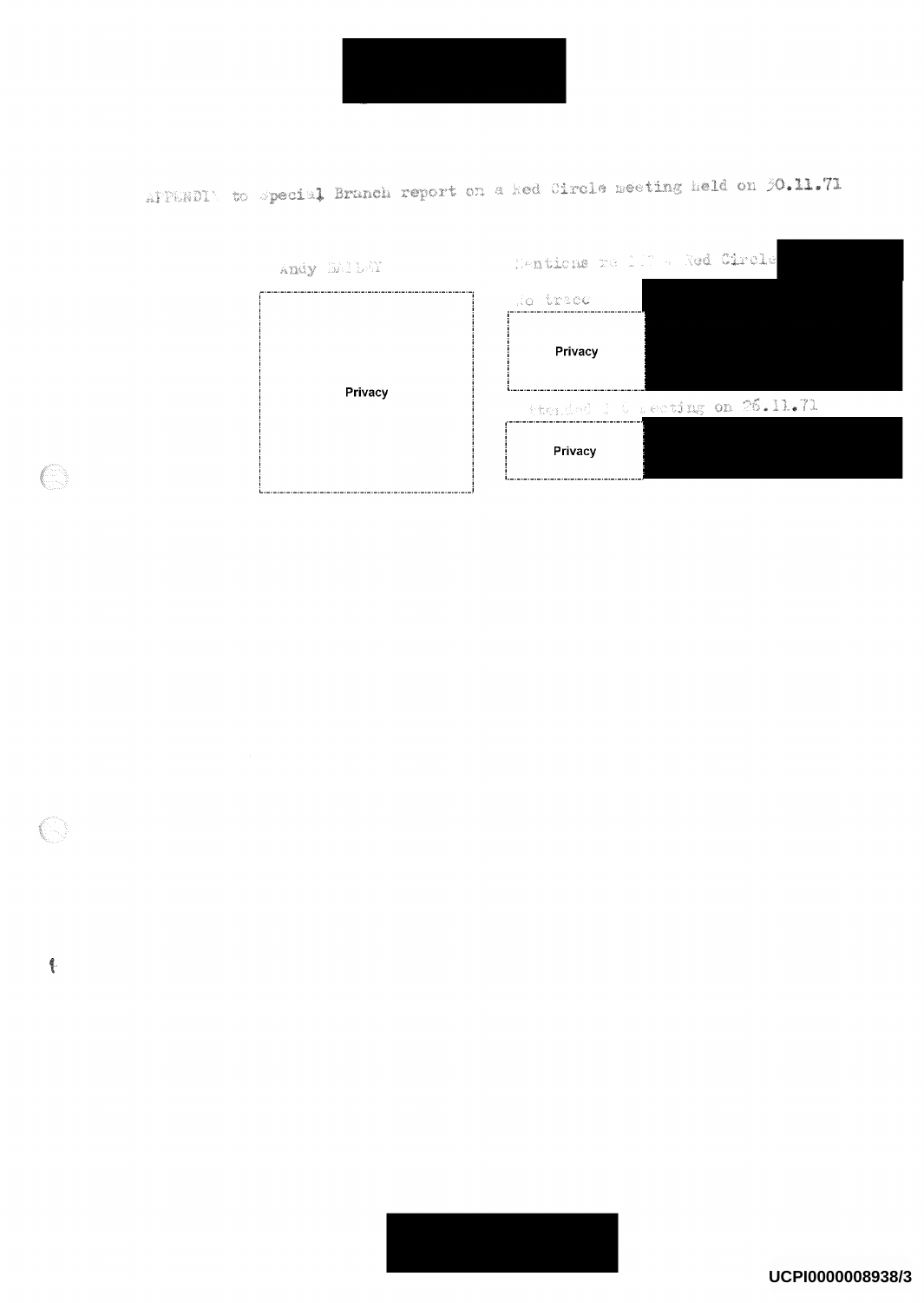APPENDIX to Special Branch report on a Red Circle meeting held on 30.11.71

| | |
|---|---|
| Andy BAILEY | Mentions re 1.7 - Red Circle |
| Privacy | No trace |
| | Privacy |
| | Attended R.C. meeting on 26.11.71 |
| | Privacy |

UCPI0000008938/3